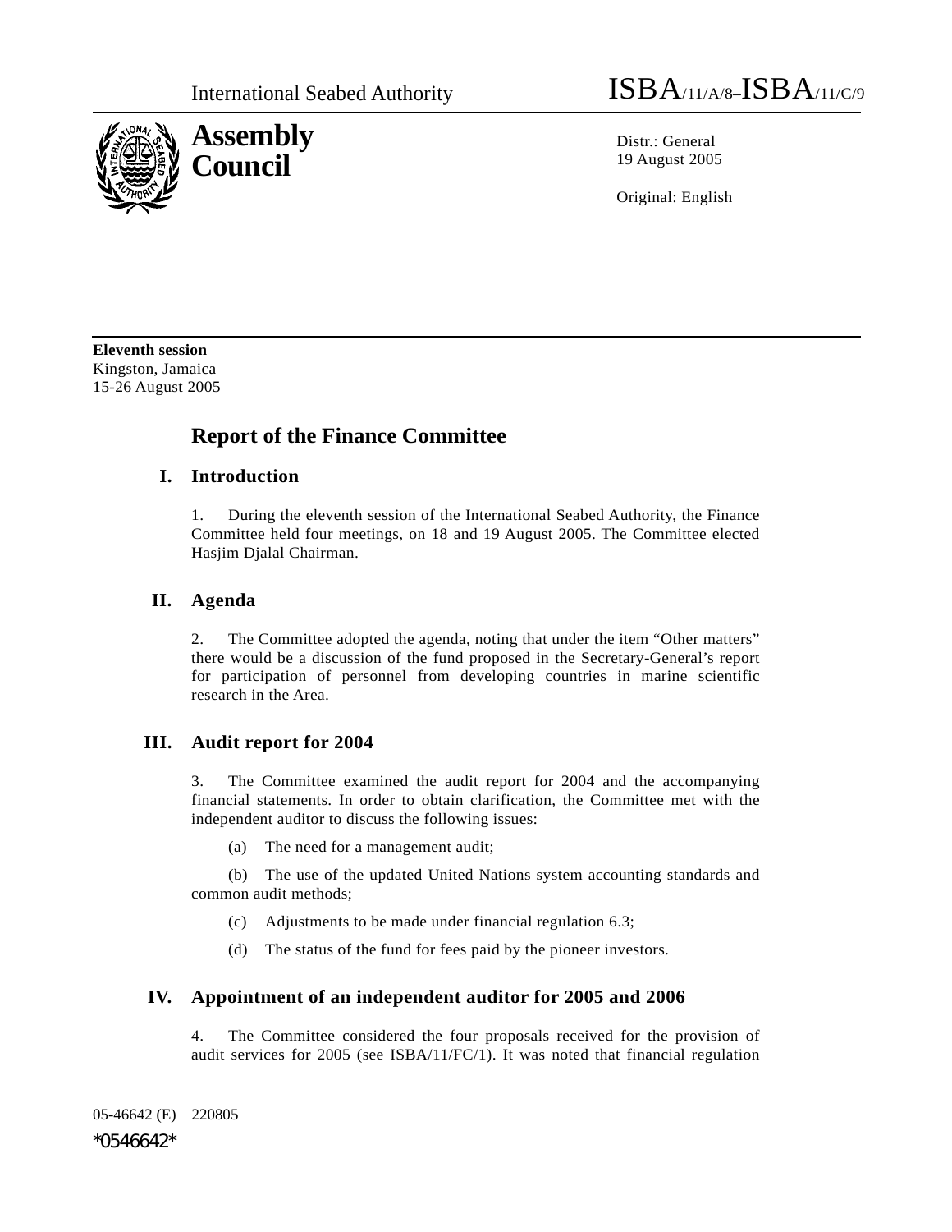International Seabed Authority ISBA/11/A/8–ISBA/11/C/9

**Assembly**
**Council**

Distr.: General
19 August 2005

Original: English

**Eleventh session**
Kingston, Jamaica
15-26 August 2005

# Report of the Finance Committee

## I. Introduction

1. During the eleventh session of the International Seabed Authority, the Finance Committee held four meetings, on 18 and 19 August 2005. The Committee elected Hasjim Djalal Chairman.

## II. Agenda

2. The Committee adopted the agenda, noting that under the item "Other matters" there would be a discussion of the fund proposed in the Secretary-General's report for participation of personnel from developing countries in marine scientific research in the Area.

## III. Audit report for 2004

3. The Committee examined the audit report for 2004 and the accompanying financial statements. In order to obtain clarification, the Committee met with the independent auditor to discuss the following issues:

(a) The need for a management audit;

(b) The use of the updated United Nations system accounting standards and common audit methods;

(c) Adjustments to be made under financial regulation 6.3;

(d) The status of the fund for fees paid by the pioneer investors.

## IV. Appointment of an independent auditor for 2005 and 2006

4. The Committee considered the four proposals received for the provision of audit services for 2005 (see ISBA/11/FC/1). It was noted that financial regulation

05-46642 (E) 220805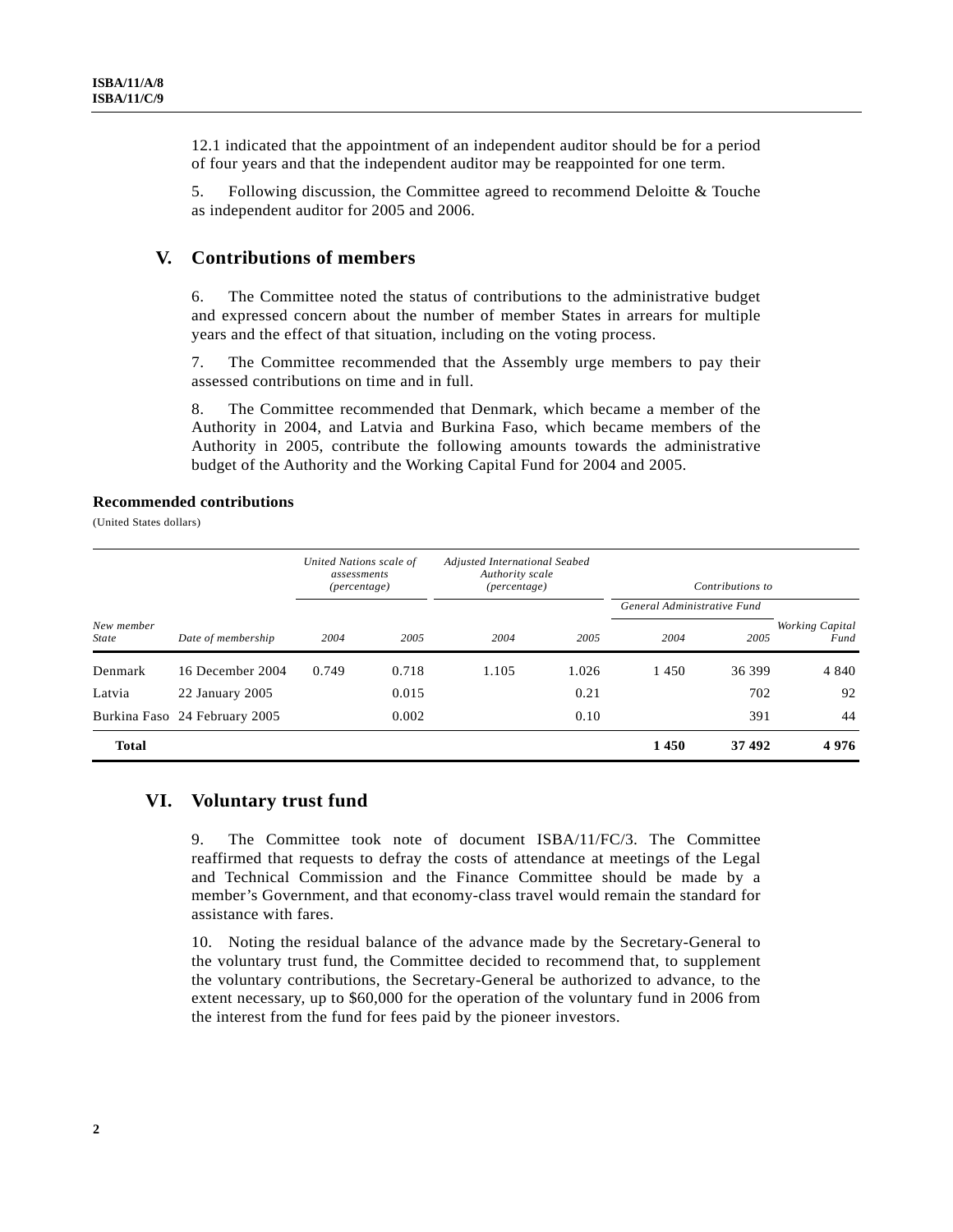12.1 indicated that the appointment of an independent auditor should be for a period of four years and that the independent auditor may be reappointed for one term.

5. Following discussion, the Committee agreed to recommend Deloitte & Touche as independent auditor for 2005 and 2006.

## V. Contributions of members

6. The Committee noted the status of contributions to the administrative budget and expressed concern about the number of member States in arrears for multiple years and the effect of that situation, including on the voting process.

7. The Committee recommended that the Assembly urge members to pay their assessed contributions on time and in full.

8. The Committee recommended that Denmark, which became a member of the Authority in 2004, and Latvia and Burkina Faso, which became members of the Authority in 2005, contribute the following amounts towards the administrative budget of the Authority and the Working Capital Fund for 2004 and 2005.

**Recommended contributions**

(United States dollars)

| | | *United Nations scale of assessments (percentage)* | | *Adjusted International Seabed Authority scale (percentage)* | | *Contributions to* | | |
|---|---|---|---|---|---|---|---|---|
| | | | | | | *General Administrative Fund* | | |
| *New member State* | *Date of membership* | *2004* | *2005* | *2004* | *2005* | *2004* | *2005* | *Working Capital Fund* |
| Denmark | 16 December 2004 | 0.749 | 0.718 | 1.105 | 1.026 | 1 450 | 36 399 | 4 840 |
| Latvia | 22 January 2005 | | 0.015 | | 0.21 | | 702 | 92 |
| Burkina Faso | 24 February 2005 | | 0.002 | | 0.10 | | 391 | 44 |
| **Total** | | | | | | **1 450** | **37 492** | **4 976** |

## VI. Voluntary trust fund

9. The Committee took note of document ISBA/11/FC/3. The Committee reaffirmed that requests to defray the costs of attendance at meetings of the Legal and Technical Commission and the Finance Committee should be made by a member's Government, and that economy-class travel would remain the standard for assistance with fares.

10. Noting the residual balance of the advance made by the Secretary-General to the voluntary trust fund, the Committee decided to recommend that, to supplement the voluntary contributions, the Secretary-General be authorized to advance, to the extent necessary, up to $60,000 for the operation of the voluntary fund in 2006 from the interest from the fund for fees paid by the pioneer investors.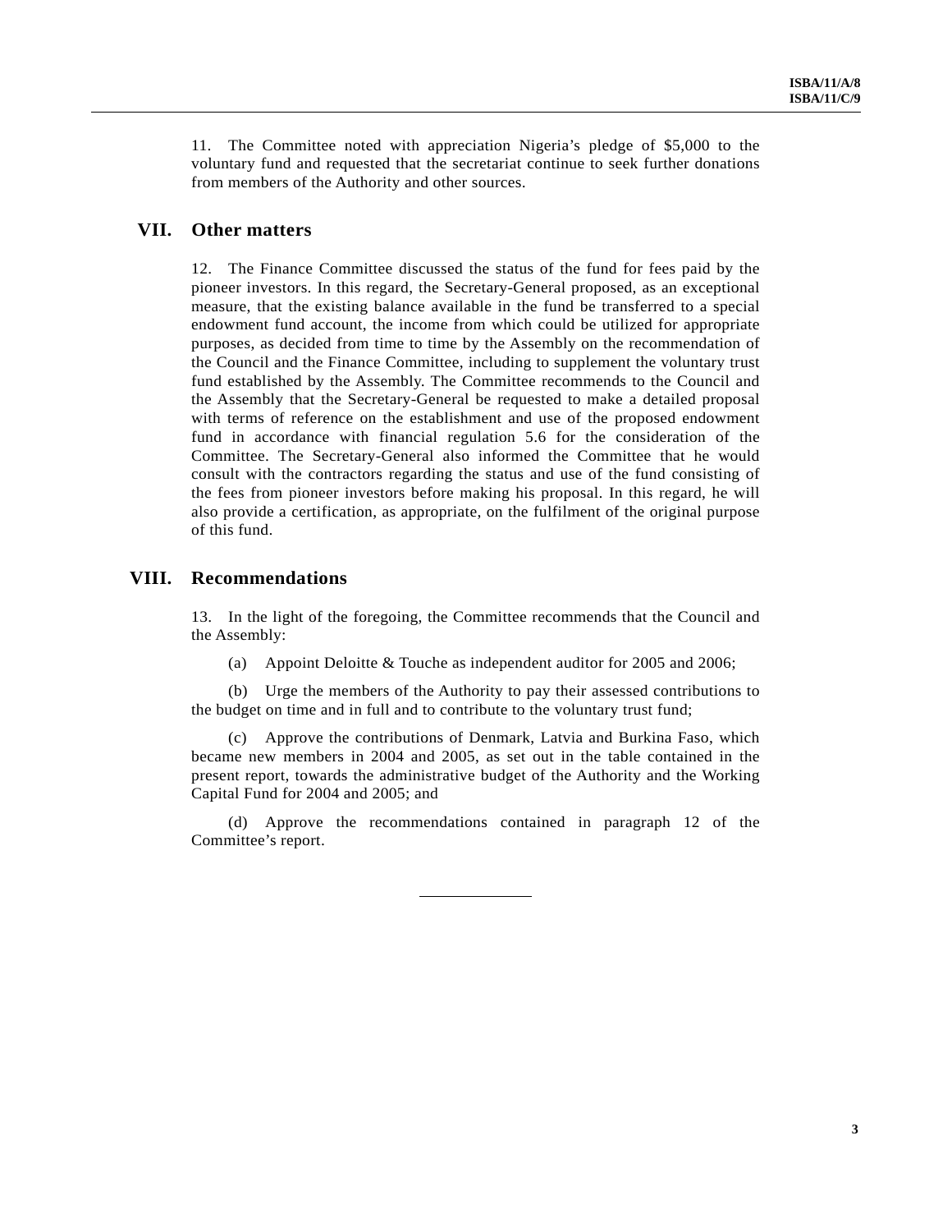11. The Committee noted with appreciation Nigeria's pledge of $5,000 to the voluntary fund and requested that the secretariat continue to seek further donations from members of the Authority and other sources.

## VII. Other matters

12. The Finance Committee discussed the status of the fund for fees paid by the pioneer investors. In this regard, the Secretary-General proposed, as an exceptional measure, that the existing balance available in the fund be transferred to a special endowment fund account, the income from which could be utilized for appropriate purposes, as decided from time to time by the Assembly on the recommendation of the Council and the Finance Committee, including to supplement the voluntary trust fund established by the Assembly. The Committee recommends to the Council and the Assembly that the Secretary-General be requested to make a detailed proposal with terms of reference on the establishment and use of the proposed endowment fund in accordance with financial regulation 5.6 for the consideration of the Committee. The Secretary-General also informed the Committee that he would consult with the contractors regarding the status and use of the fund consisting of the fees from pioneer investors before making his proposal. In this regard, he will also provide a certification, as appropriate, on the fulfilment of the original purpose of this fund.

## VIII. Recommendations

13. In the light of the foregoing, the Committee recommends that the Council and the Assembly:

(a) Appoint Deloitte & Touche as independent auditor for 2005 and 2006;

(b) Urge the members of the Authority to pay their assessed contributions to the budget on time and in full and to contribute to the voluntary trust fund;

(c) Approve the contributions of Denmark, Latvia and Burkina Faso, which became new members in 2004 and 2005, as set out in the table contained in the present report, towards the administrative budget of the Authority and the Working Capital Fund for 2004 and 2005; and

(d) Approve the recommendations contained in paragraph 12 of the Committee's report.